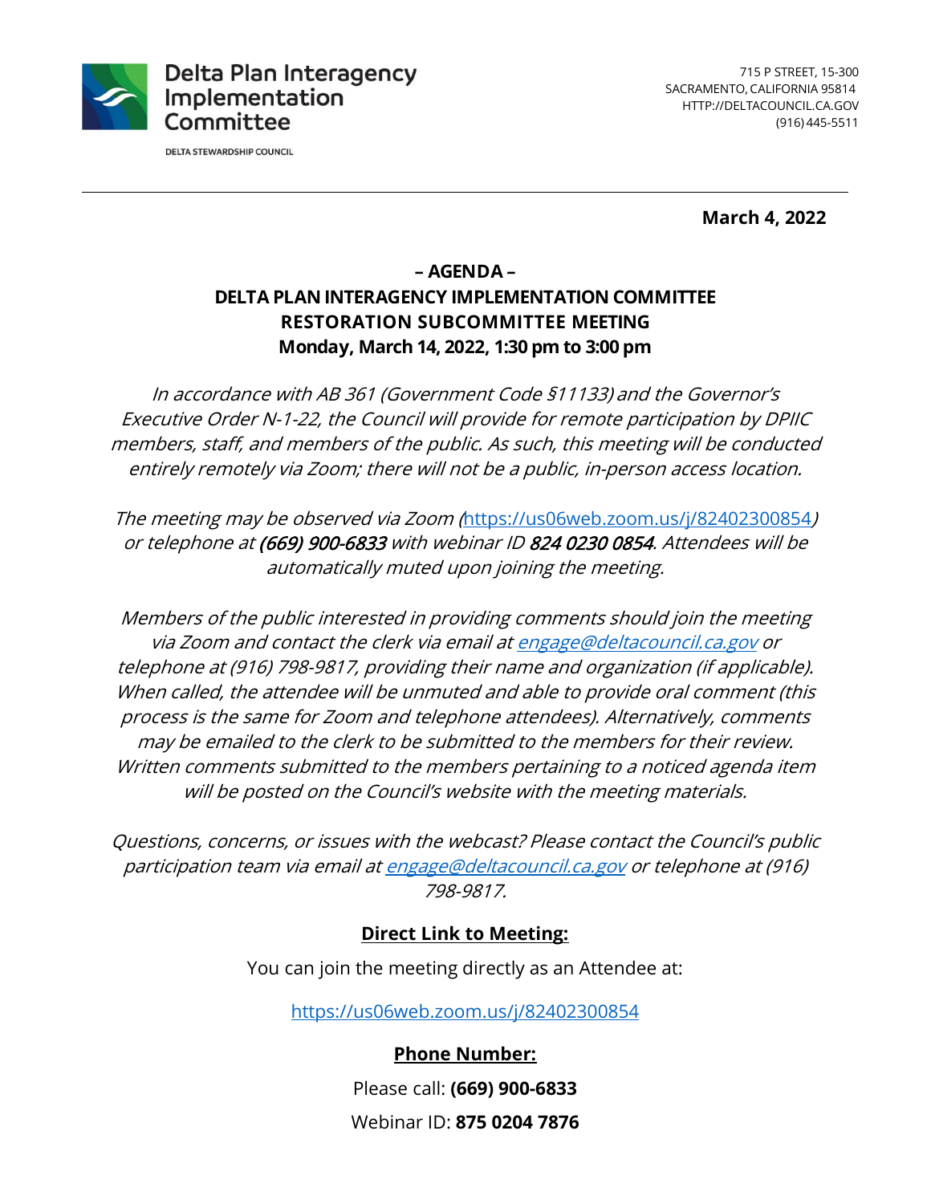**Delta Plan Interagency Implementation Committee**

DELTA STEWARDSHIP COUNCIL

715 P STREET, 15-300
SACRAMENTO, CALIFORNIA 95814
HTTP://DELTACOUNCIL.CA.GOV
(916) 445-5511

---

**March 4, 2022**

**– AGENDA –**

**DELTA PLAN INTERAGENCY IMPLEMENTATION COMMITTEE**
**RESTORATION SUBCOMMITTEE MEETING**
**Monday, March 14, 2022, 1:30 pm to 3:00 pm**

*In accordance with AB 361 (Government Code §11133) and the Governor's Executive Order N-1-22, the Council will provide for remote participation by DPIIC members, staff, and members of the public. As such, this meeting will be conducted entirely remotely via Zoom; there will not be a public, in-person access location.*

*The meeting may be observed via Zoom (https://us06web.zoom.us/j/82402300854) or telephone at **(669) 900-6833** with webinar ID **824 0230 0854**. Attendees will be automatically muted upon joining the meeting.*

*Members of the public interested in providing comments should join the meeting via Zoom and contact the clerk via email at engage@deltacouncil.ca.gov or telephone at (916) 798-9817, providing their name and organization (if applicable). When called, the attendee will be unmuted and able to provide oral comment (this process is the same for Zoom and telephone attendees). Alternatively, comments may be emailed to the clerk to be submitted to the members for their review. Written comments submitted to the members pertaining to a noticed agenda item will be posted on the Council's website with the meeting materials.*

*Questions, concerns, or issues with the webcast? Please contact the Council's public participation team via email at engage@deltacouncil.ca.gov or telephone at (916) 798-9817.*

**Direct Link to Meeting:**

You can join the meeting directly as an Attendee at:

https://us06web.zoom.us/j/82402300854

**Phone Number:**

Please call: **(669) 900-6833**

Webinar ID: **875 0204 7876**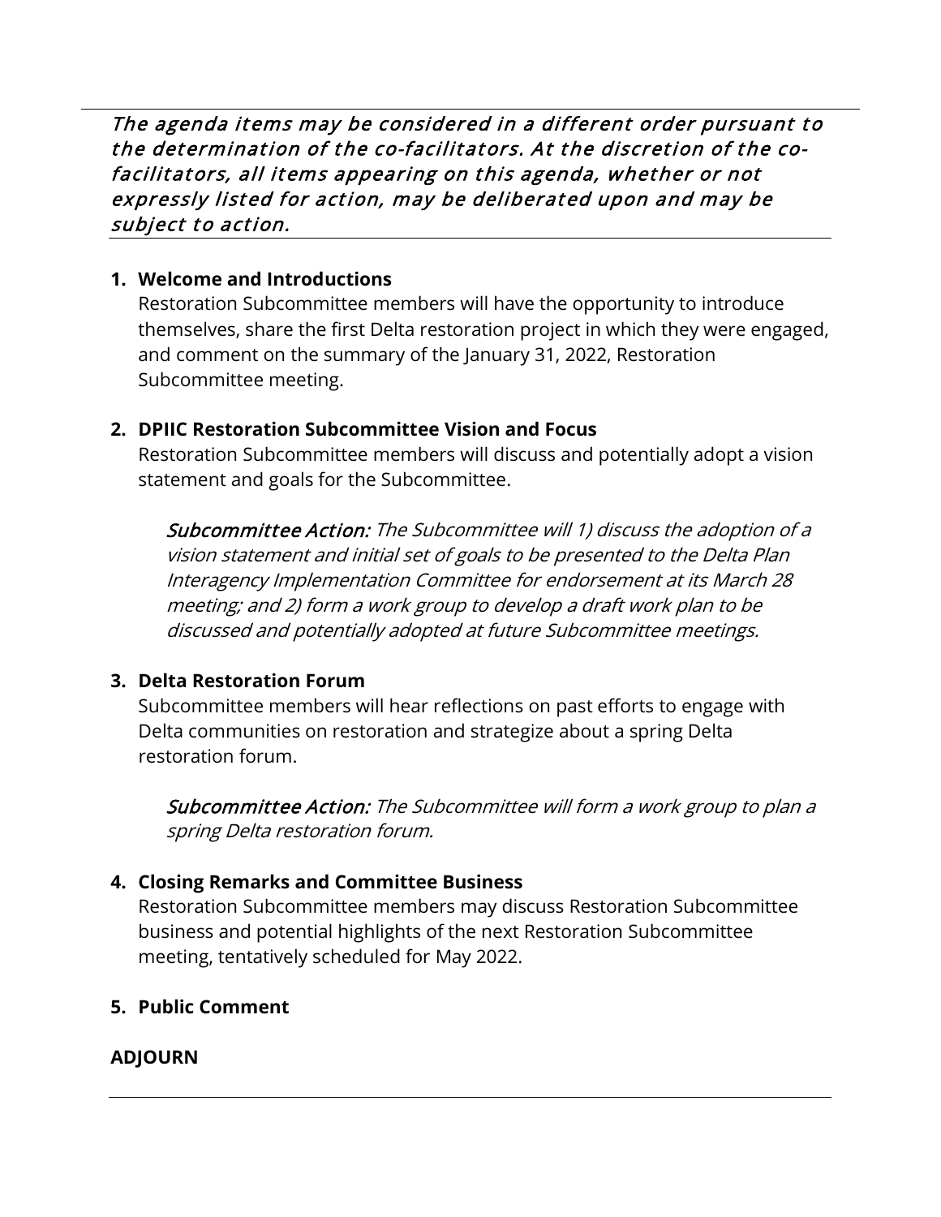*The agenda items may be considered in a different order pursuant to the determination of the co-facilitators. At the discretion of the co-facilitators, all items appearing on this agenda, whether or not expressly listed for action, may be deliberated upon and may be subject to action.*

1. **Welcome and Introductions**
   Restoration Subcommittee members will have the opportunity to introduce themselves, share the first Delta restoration project in which they were engaged, and comment on the summary of the January 31, 2022, Restoration Subcommittee meeting.

2. **DPIIC Restoration Subcommittee Vision and Focus**
   Restoration Subcommittee members will discuss and potentially adopt a vision statement and goals for the Subcommittee.

   *Subcommittee Action: The Subcommittee will 1) discuss the adoption of a vision statement and initial set of goals to be presented to the Delta Plan Interagency Implementation Committee for endorsement at its March 28 meeting; and 2) form a work group to develop a draft work plan to be discussed and potentially adopted at future Subcommittee meetings.*

3. **Delta Restoration Forum**
   Subcommittee members will hear reflections on past efforts to engage with Delta communities on restoration and strategize about a spring Delta restoration forum.

   *Subcommittee Action: The Subcommittee will form a work group to plan a spring Delta restoration forum.*

4. **Closing Remarks and Committee Business**
   Restoration Subcommittee members may discuss Restoration Subcommittee business and potential highlights of the next Restoration Subcommittee meeting, tentatively scheduled for May 2022.

5. **Public Comment**

**ADJOURN**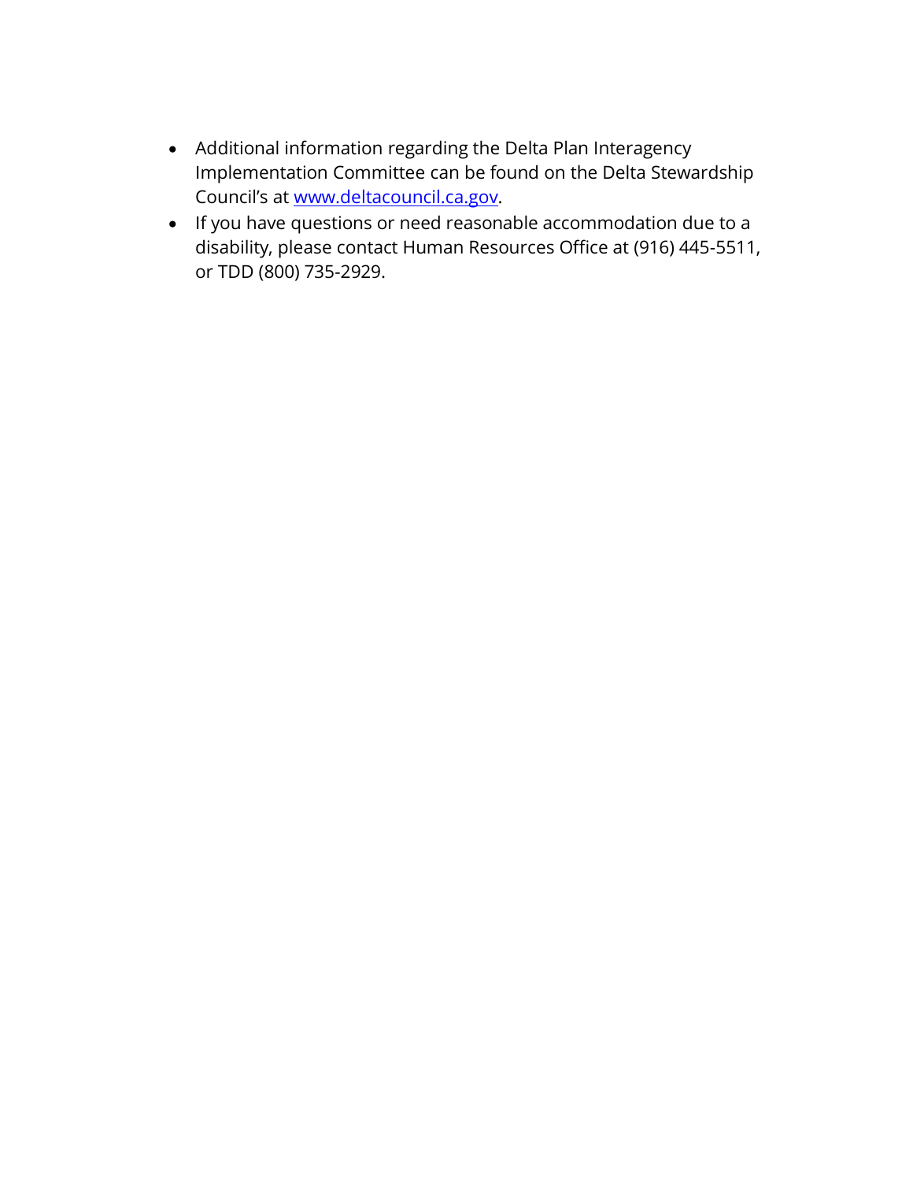- Additional information regarding the Delta Plan Interagency Implementation Committee can be found on the Delta Stewardship Council's at [www.deltacouncil.ca.gov](http://www.deltacouncil.ca.gov).
- If you have questions or need reasonable accommodation due to a disability, please contact Human Resources Office at (916) 445-5511, or TDD (800) 735-2929.